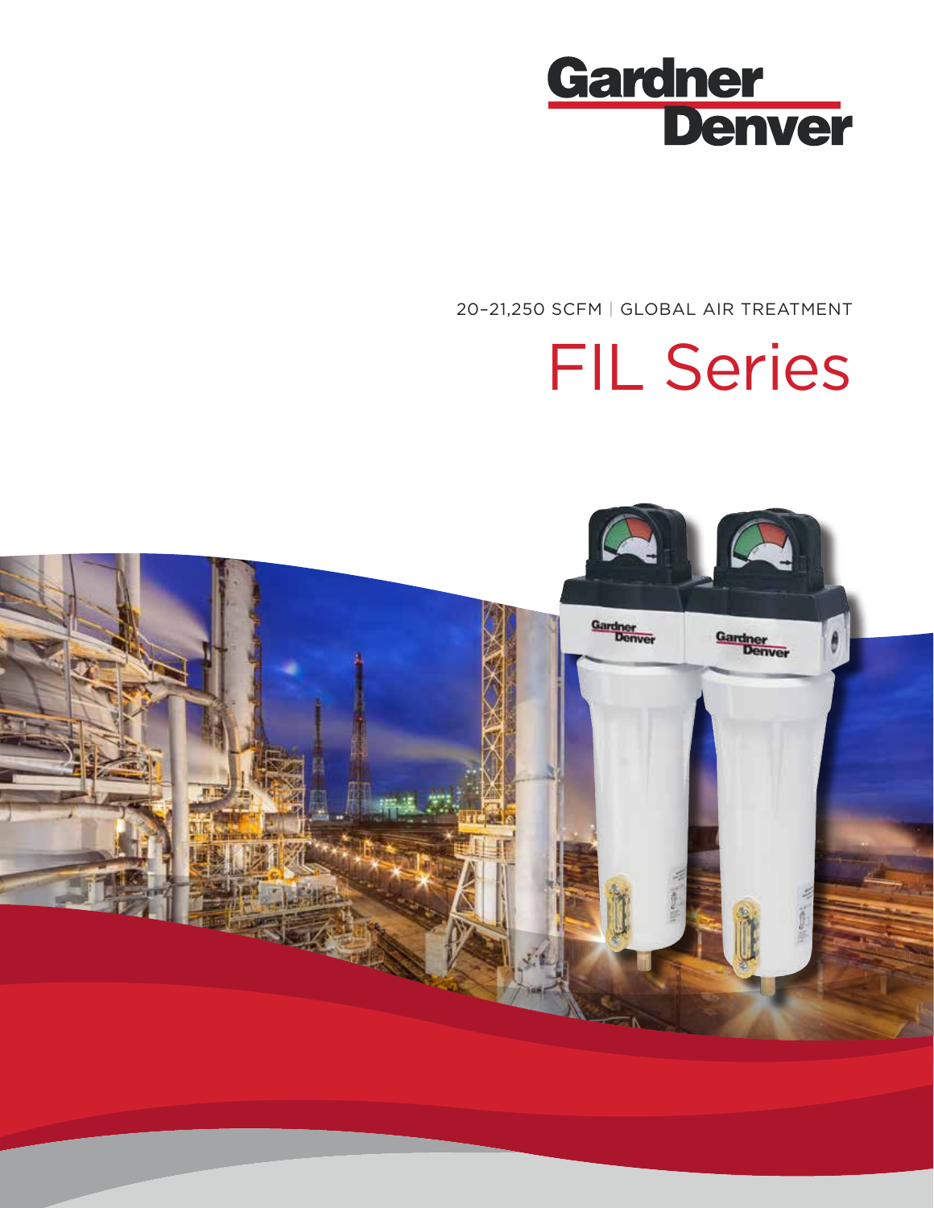Gardner Denver

20–21,250 SCFM | GLOBAL AIR TREATMENT

# FIL Series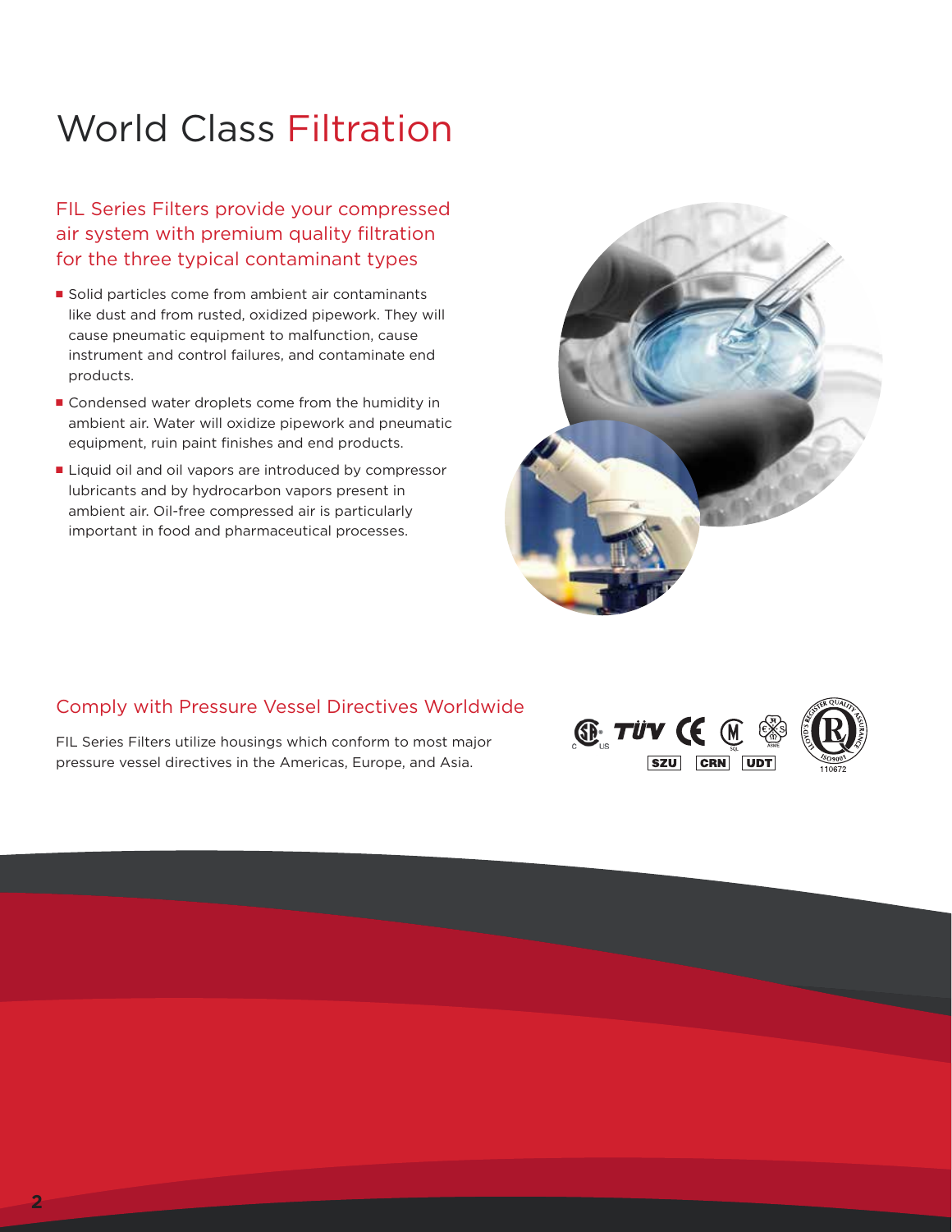# World Class Filtration

## FIL Series Filters provide your compressed air system with premium quality filtration for the three typical contaminant types

- Solid particles come from ambient air contaminants like dust and from rusted, oxidized pipework. They will cause pneumatic equipment to malfunction, cause instrument and control failures, and contaminate end products.
- Condensed water droplets come from the humidity in ambient air. Water will oxidize pipework and pneumatic equipment, ruin paint finishes and end products.
- Liquid oil and oil vapors are introduced by compressor lubricants and by hydrocarbon vapors present in ambient air. Oil-free compressed air is particularly important in food and pharmaceutical processes.

## Comply with Pressure Vessel Directives Worldwide

FIL Series Filters utilize housings which conform to most major pressure vessel directives in the Americas, Europe, and Asia.

SZU CRN UDT

110672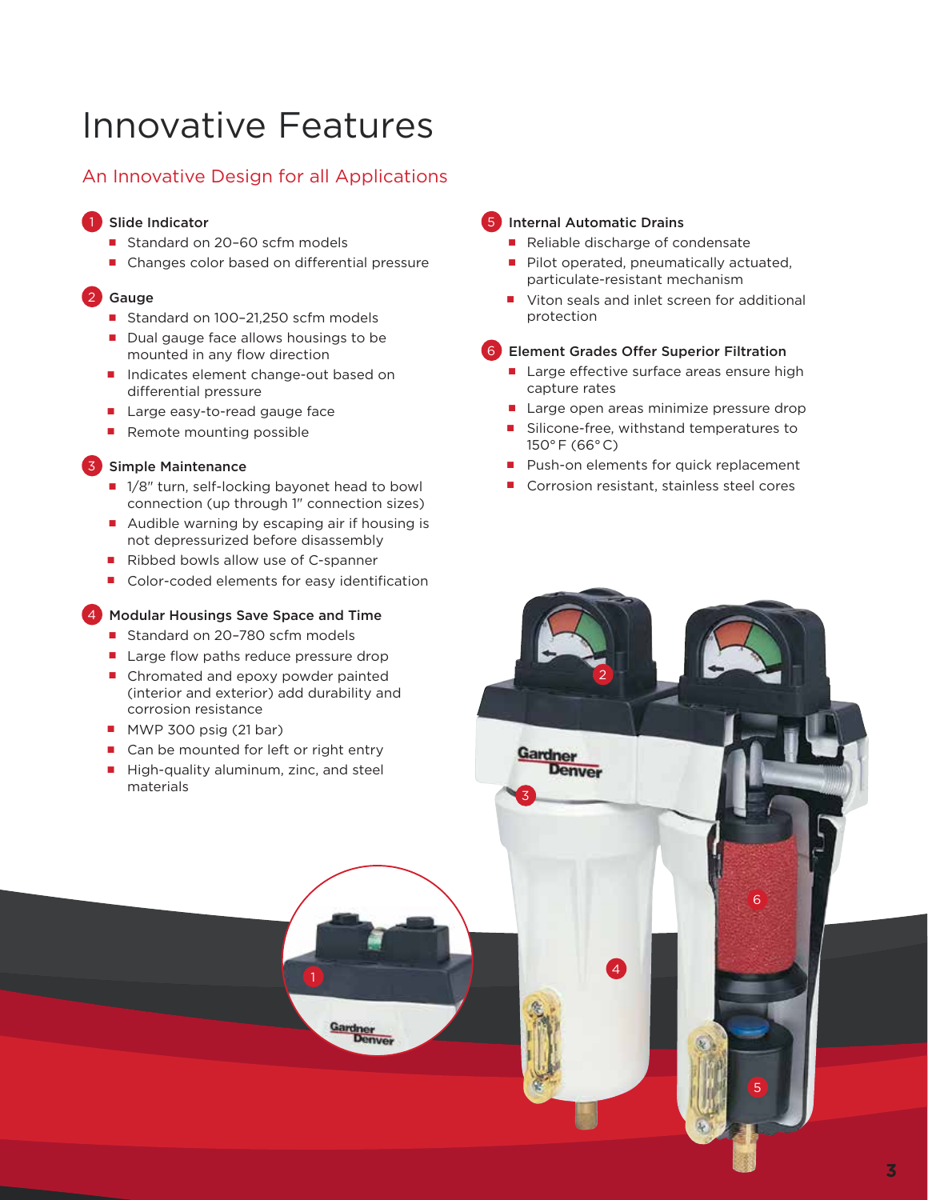# Innovative Features

## An Innovative Design for all Applications

### 1 Slide Indicator

- Standard on 20–60 scfm models
- Changes color based on differential pressure

### 2 Gauge

- Standard on 100–21,250 scfm models
- Dual gauge face allows housings to be mounted in any flow direction
- Indicates element change-out based on differential pressure
- Large easy-to-read gauge face
- Remote mounting possible

### 3 Simple Maintenance

- 1/8" turn, self-locking bayonet head to bowl connection (up through 1" connection sizes)
- Audible warning by escaping air if housing is not depressurized before disassembly
- Ribbed bowls allow use of C-spanner
- Color-coded elements for easy identification

### 4 Modular Housings Save Space and Time

- Standard on 20–780 scfm models
- Large flow paths reduce pressure drop
- Chromated and epoxy powder painted (interior and exterior) add durability and corrosion resistance
- MWP 300 psig (21 bar)
- Can be mounted for left or right entry
- High-quality aluminum, zinc, and steel materials

### 5 Internal Automatic Drains

- Reliable discharge of condensate
- Pilot operated, pneumatically actuated, particulate-resistant mechanism
- Viton seals and inlet screen for additional protection

### 6 Element Grades Offer Superior Filtration

- Large effective surface areas ensure high capture rates
- Large open areas minimize pressure drop
- Silicone-free, withstand temperatures to 150° F (66° C)
- Push-on elements for quick replacement
- Corrosion resistant, stainless steel cores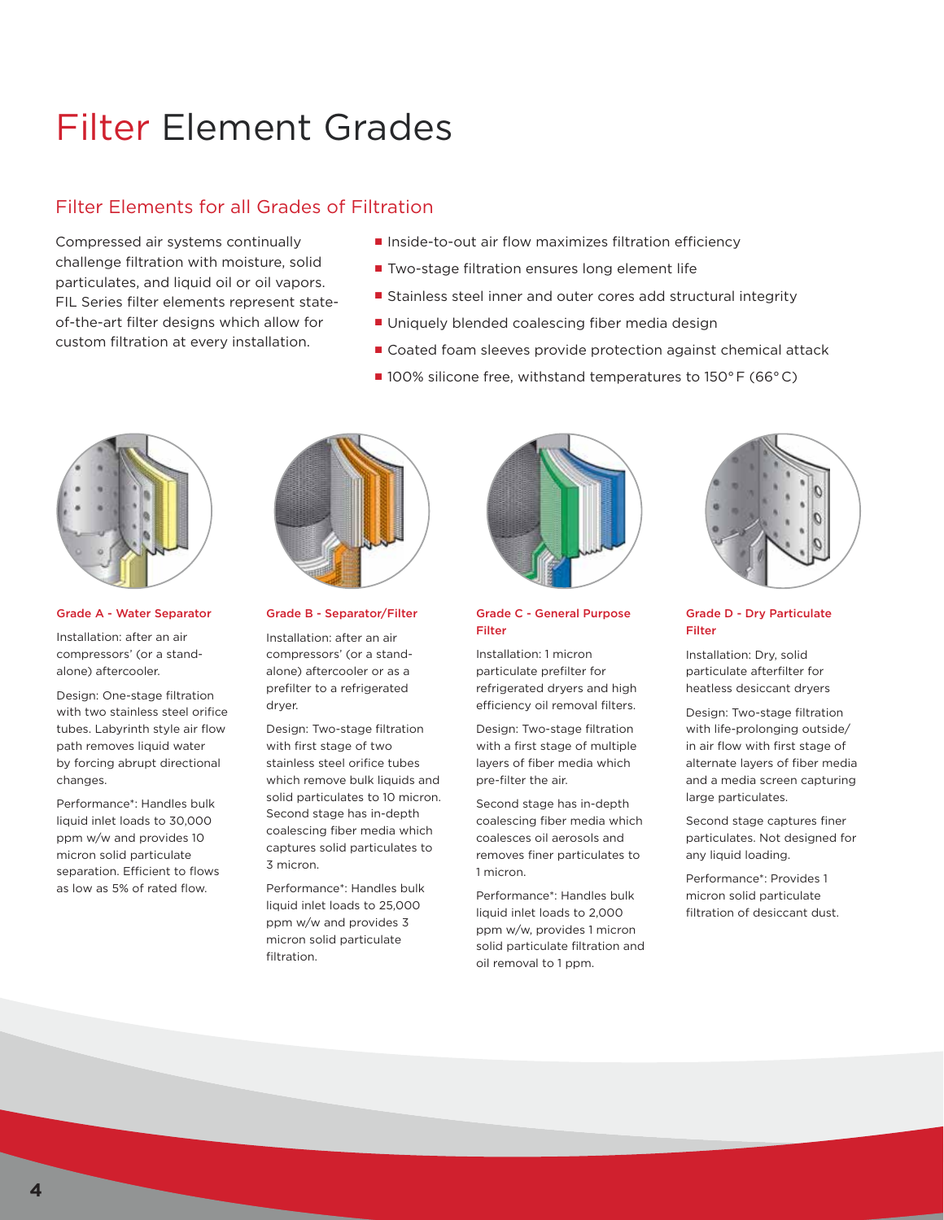# Filter Element Grades

## Filter Elements for all Grades of Filtration

Compressed air systems continually challenge filtration with moisture, solid particulates, and liquid oil or oil vapors. FIL Series filter elements represent state-of-the-art filter designs which allow for custom filtration at every installation.

- Inside-to-out air flow maximizes filtration efficiency
- Two-stage filtration ensures long element life
- Stainless steel inner and outer cores add structural integrity
- Uniquely blended coalescing fiber media design
- Coated foam sleeves provide protection against chemical attack
- 100% silicone free, withstand temperatures to 150°F (66°C)

### Grade A - Water Separator

Installation: after an air compressors' (or a stand-alone) aftercooler.

Design: One-stage filtration with two stainless steel orifice tubes. Labyrinth style air flow path removes liquid water by forcing abrupt directional changes.

Performance*: Handles bulk liquid inlet loads to 30,000 ppm w/w and provides 10 micron solid particulate separation. Efficient to flows as low as 5% of rated flow.

### Grade B - Separator/Filter

Installation: after an air compressors' (or a stand-alone) aftercooler or as a prefilter to a refrigerated dryer.

Design: Two-stage filtration with first stage of two stainless steel orifice tubes which remove bulk liquids and solid particulates to 10 micron. Second stage has in-depth coalescing fiber media which captures solid particulates to 3 micron.

Performance*: Handles bulk liquid inlet loads to 25,000 ppm w/w and provides 3 micron solid particulate filtration.

### Grade C - General Purpose Filter

Installation: 1 micron particulate prefilter for refrigerated dryers and high efficiency oil removal filters.

Design: Two-stage filtration with a first stage of multiple layers of fiber media which pre-filter the air.

Second stage has in-depth coalescing fiber media which coalesces oil aerosols and removes finer particulates to 1 micron.

Performance*: Handles bulk liquid inlet loads to 2,000 ppm w/w, provides 1 micron solid particulate filtration and oil removal to 1 ppm.

### Grade D - Dry Particulate Filter

Installation: Dry, solid particulate afterfilter for heatless desiccant dryers

Design: Two-stage filtration with life-prolonging outside/in air flow with first stage of alternate layers of fiber media and a media screen capturing large particulates.

Second stage captures finer particulates. Not designed for any liquid loading.

Performance*: Provides 1 micron solid particulate filtration of desiccant dust.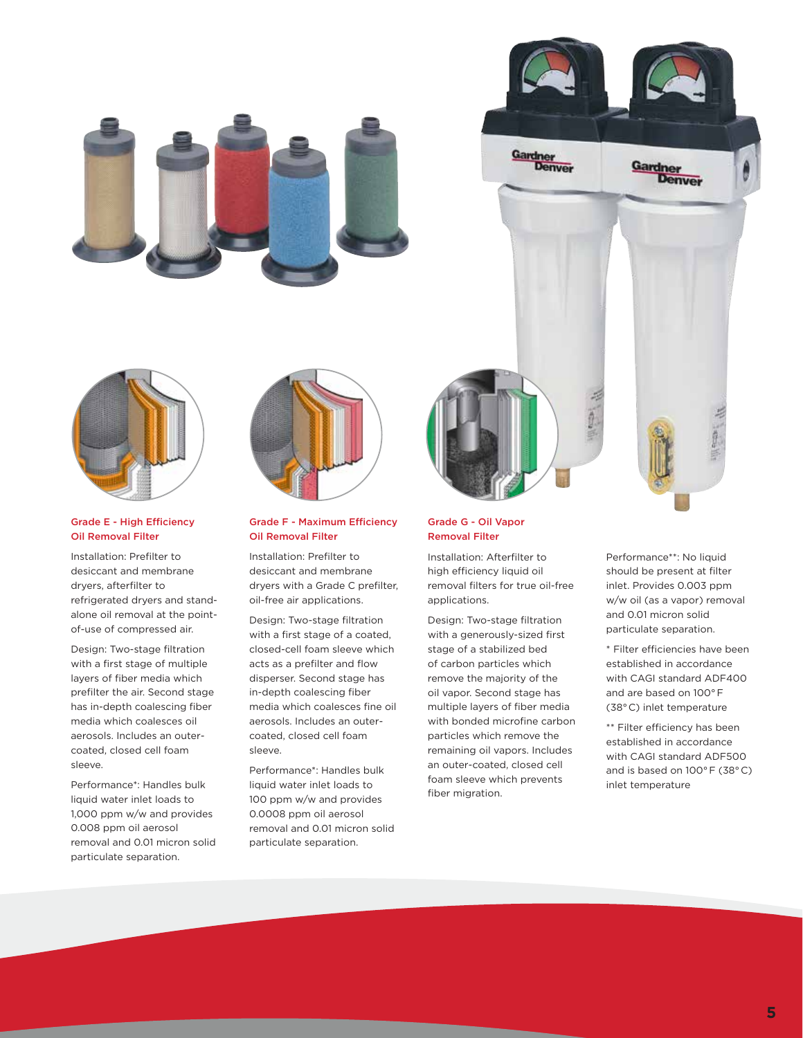### Grade E - High Efficiency Oil Removal Filter

Installation: Prefilter to desiccant and membrane dryers, afterfilter to refrigerated dryers and stand-alone oil removal at the point-of-use of compressed air.

Design: Two-stage filtration with a first stage of multiple layers of fiber media which prefilter the air. Second stage has in-depth coalescing fiber media which coalesces oil aerosols. Includes an outer-coated, closed cell foam sleeve.

Performance*: Handles bulk liquid water inlet loads to 1,000 ppm w/w and provides 0.008 ppm oil aerosol removal and 0.01 micron solid particulate separation.

### Grade F - Maximum Efficiency Oil Removal Filter

Installation: Prefilter to desiccant and membrane dryers with a Grade C prefilter, oil-free air applications.

Design: Two-stage filtration with a first stage of a coated, closed-cell foam sleeve which acts as a prefilter and flow disperser. Second stage has in-depth coalescing fiber media which coalesces fine oil aerosols. Includes an outer-coated, closed cell foam sleeve.

Performance*: Handles bulk liquid water inlet loads to 100 ppm w/w and provides 0.0008 ppm oil aerosol removal and 0.01 micron solid particulate separation.

### Grade G - Oil Vapor Removal Filter

Installation: Afterfilter to high efficiency liquid oil removal filters for true oil-free applications.

Design: Two-stage filtration with a generously-sized first stage of a stabilized bed of carbon particles which remove the majority of the oil vapor. Second stage has multiple layers of fiber media with bonded microfine carbon particles which remove the remaining oil vapors. Includes an outer-coated, closed cell foam sleeve which prevents fiber migration.

Performance**: No liquid should be present at filter inlet. Provides 0.003 ppm w/w oil (as a vapor) removal and 0.01 micron solid particulate separation.

* Filter efficiencies have been established in accordance with CAGI standard ADF400 and are based on 100° F (38° C) inlet temperature

** Filter efficiency has been established in accordance with CAGI standard ADF500 and is based on 100° F (38° C) inlet temperature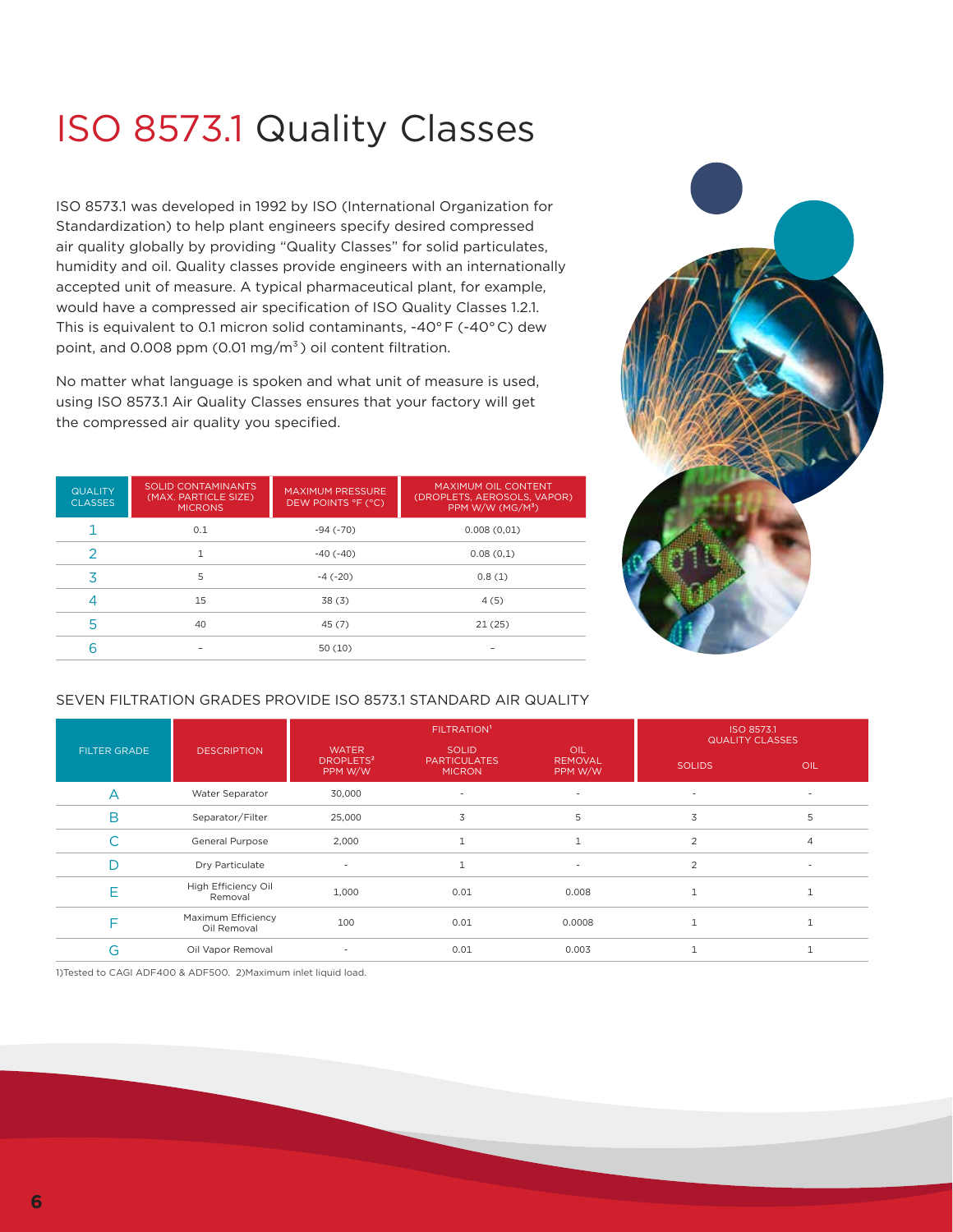# ISO 8573.1 Quality Classes

ISO 8573.1 was developed in 1992 by ISO (International Organization for Standardization) to help plant engineers specify desired compressed air quality globally by providing "Quality Classes" for solid particulates, humidity and oil. Quality classes provide engineers with an internationally accepted unit of measure. A typical pharmaceutical plant, for example, would have a compressed air specification of ISO Quality Classes 1.2.1. This is equivalent to 0.1 micron solid contaminants, -40°F (-40°C) dew point, and 0.008 ppm (0.01 mg/m³) oil content filtration.

No matter what language is spoken and what unit of measure is used, using ISO 8573.1 Air Quality Classes ensures that your factory will get the compressed air quality you specified.

| QUALITY CLASSES | SOLID CONTAMINANTS (MAX. PARTICLE SIZE) MICRONS | MAXIMUM PRESSURE DEW POINTS °F (°C) | MAXIMUM OIL CONTENT (DROPLETS, AEROSOLS, VAPOR) PPM W/W (MG/M³) |
|---|---|---|---|
| 1 | 0.1 | -94 (-70) | 0.008 (0,01) |
| 2 | 1 | -40 (-40) | 0.08 (0,1) |
| 3 | 5 | -4 (-20) | 0.8 (1) |
| 4 | 15 | 38 (3) | 4 (5) |
| 5 | 40 | 45 (7) | 21 (25) |
| 6 | - | 50 (10) | - |

SEVEN FILTRATION GRADES PROVIDE ISO 8573.1 STANDARD AIR QUALITY

| FILTER GRADE | DESCRIPTION | FILTRATION[1] | | | ISO 8573.1 QUALITY CLASSES | |
|---|---|---|---|---|---|---|
| | | WATER DROPLETS[2] PPM W/W | SOLID PARTICULATES MICRON | OIL REMOVAL PPM W/W | SOLIDS | OIL |
| A | Water Separator | 30,000 | - | - | - | - |
| B | Separator/Filter | 25,000 | 3 | 5 | 3 | 5 |
| C | General Purpose | 2,000 | 1 | 1 | 2 | 4 |
| D | Dry Particulate | - | 1 | - | 2 | - |
| E | High Efficiency Oil Removal | 1,000 | 0.01 | 0.008 | 1 | 1 |
| F | Maximum Efficiency Oil Removal | 100 | 0.01 | 0.0008 | 1 | 1 |
| G | Oil Vapor Removal | - | 0.01 | 0.003 | 1 | 1 |

1)Tested to CAGI ADF400 & ADF500. 2)Maximum inlet liquid load.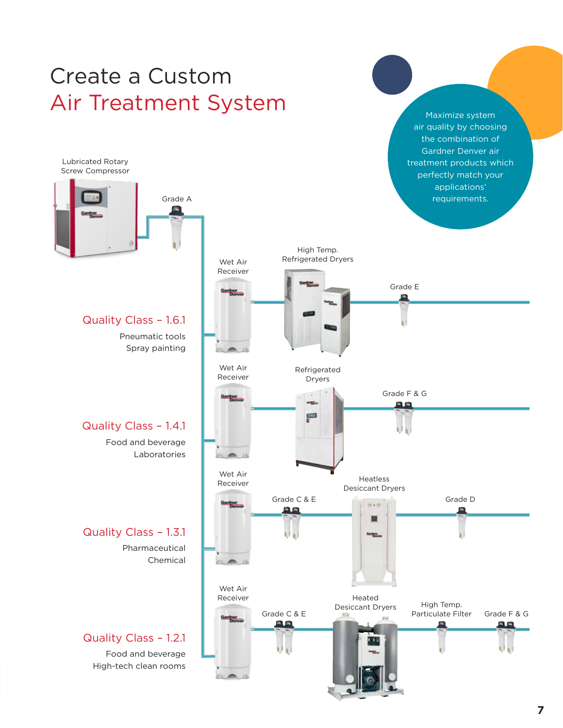# Create a Custom
# Air Treatment System

Maximize system air quality by choosing the combination of Gardner Denver air treatment products which perfectly match your applications' requirements.

Lubricated Rotary Screw Compressor

Grade A

Wet Air Receiver

High Temp. Refrigerated Dryers

Grade E

## Quality Class – 1.6.1

Pneumatic tools
Spray painting

Wet Air Receiver

Refrigerated Dryers

Grade F & G

## Quality Class – 1.4.1

Food and beverage
Laboratories

Wet Air Receiver

Grade C & E

Heatless Desiccant Dryers

Grade D

## Quality Class – 1.3.1

Pharmaceutical
Chemical

Wet Air Receiver

Grade C & E

Heated Desiccant Dryers

High Temp. Particulate Filter

Grade F & G

## Quality Class – 1.2.1

Food and beverage
High-tech clean rooms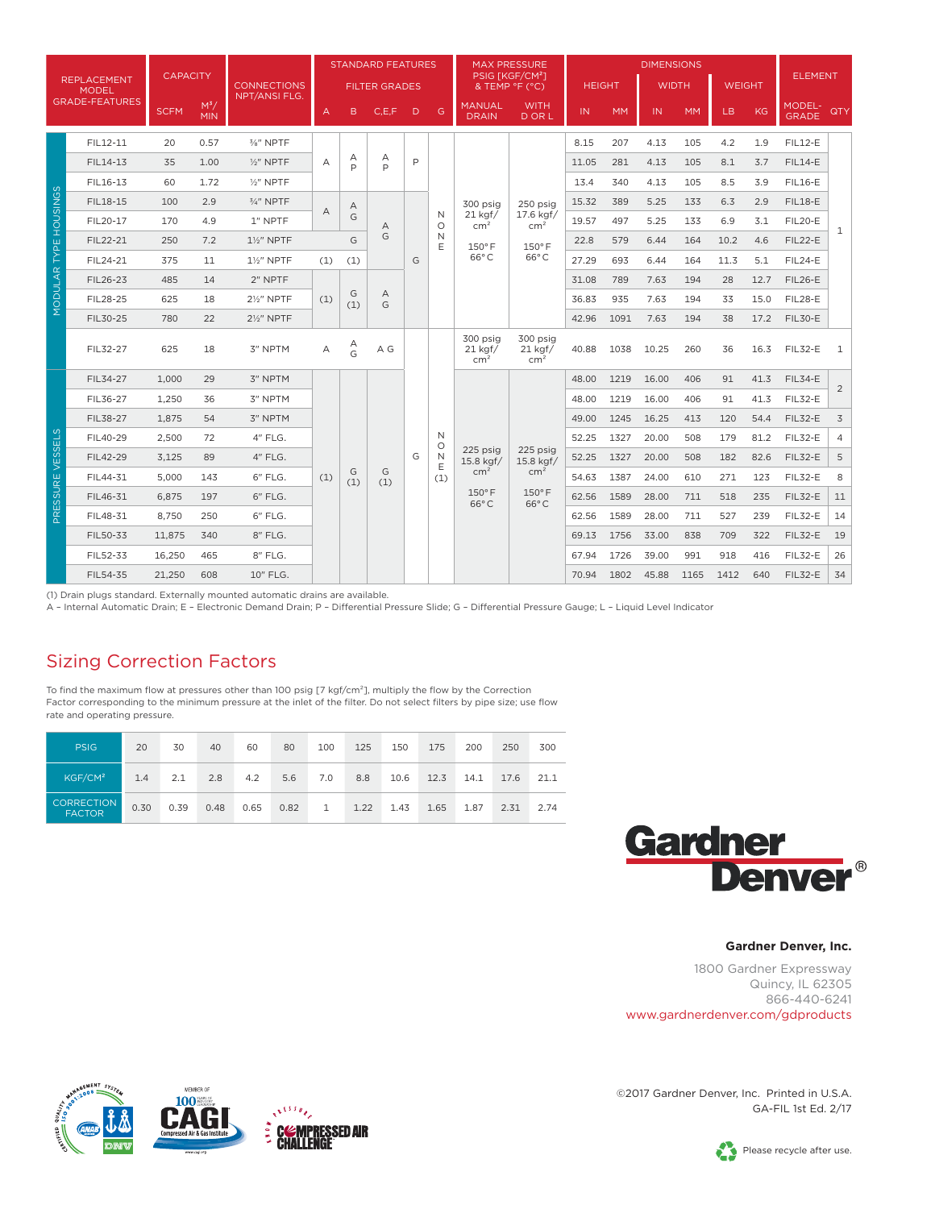| | REPLACEMENT MODEL GRADE-FEATURES | CAPACITY | | CONNECTIONS NPT/ANSI FLG. | STANDARD FEATURES FILTER GRADES | | | | | MAX PRESSURE PSIG [KGF/CM²] & TEMP °F (°C) | | DIMENSIONS | | | | | | ELEMENT | |
|---|---|---|---|---|---|---|---|---|---|---|---|---|---|---|---|---|---|---|---|
| | | | | | | | | | | | | HEIGHT | | WIDTH | | WEIGHT | | | |
| | | SCFM | M³/MIN | | A | B | C,E,F | D | G | MANUAL DRAIN | WITH D OR L | IN | MM | IN | MM | LB | KG | MODEL-GRADE | QTY |
| MODULAR TYPE HOUSINGS | FIL12-11 | 20 | 0.57 | ⅜" NPTF | A | A P | A P | P | NONE | 300 psig 21 kgf/cm² 150°F 66°C | 250 psig 17.6 kgf/cm² 150°F 66°C | 8.15 | 207 | 4.13 | 105 | 4.2 | 1.9 | FIL12-E | 1 |
| | FIL14-13 | 35 | 1.00 | ½" NPTF | | | | | | | | 11.05 | 281 | 4.13 | 105 | 8.1 | 3.7 | FIL14-E | |
| | FIL16-13 | 60 | 1.72 | ½" NPTF | | | | | | | | 13.4 | 340 | 4.13 | 105 | 8.5 | 3.9 | FIL16-E | |
| | FIL18-15 | 100 | 2.9 | ¾" NPTF | A | A G | A G | G | | | | 15.32 | 389 | 5.25 | 133 | 6.3 | 2.9 | FIL18-E | |
| | FIL20-17 | 170 | 4.9 | 1" NPTF | | | | | | | | 19.57 | 497 | 5.25 | 133 | 6.9 | 3.1 | FIL20-E | |
| | FIL22-21 | 250 | 7.2 | 1½" NPTF | | G | | | | | | 22.8 | 579 | 6.44 | 164 | 10.2 | 4.6 | FIL22-E | |
| | FIL24-21 | 375 | 11 | 1½" NPTF | (1) | (1) | | | | | | 27.29 | 693 | 6.44 | 164 | 11.3 | 5.1 | FIL24-E | |
| | FIL26-23 | 485 | 14 | 2" NPTF | (1) | G (1) | A G | | | | | 31.08 | 789 | 7.63 | 194 | 28 | 12.7 | FIL26-E | |
| | FIL28-25 | 625 | 18 | 2½" NPTF | | | | | | | | 36.83 | 935 | 7.63 | 194 | 33 | 15.0 | FIL28-E | |
| | FIL30-25 | 780 | 22 | 2½" NPTF | | | | | | | | 42.96 | 1091 | 7.63 | 194 | 38 | 17.2 | FIL30-E | |
| | FIL32-27 | 625 | 18 | 3" NPTM | A | A G | A G | | | 300 psig 21 kgf/cm² | 300 psig 21 kgf/cm² | 40.88 | 1038 | 10.25 | 260 | 36 | 16.3 | FIL32-E | 1 |
| PRESSURE VESSELS | FIL34-27 | 1,000 | 29 | 3" NPTM | (1) | G (1) | G (1) | G | NONE (1) | 225 psig 15.8 kgf/cm² 150°F 66°C | 225 psig 15.8 kgf/cm² 150°F 66°C | 48.00 | 1219 | 16.00 | 406 | 91 | 41.3 | FIL34-E | 2 |
| | FIL36-27 | 1,250 | 36 | 3" NPTM | | | | | | | | 48.00 | 1219 | 16.00 | 406 | 91 | 41.3 | FIL32-E | |
| | FIL38-27 | 1,875 | 54 | 3" NPTM | | | | | | | | 49.00 | 1245 | 16.25 | 413 | 120 | 54.4 | FIL32-E | 3 |
| | FIL40-29 | 2,500 | 72 | 4" FLG. | | | | | | | | 52.25 | 1327 | 20.00 | 508 | 179 | 81.2 | FIL32-E | 4 |
| | FIL42-29 | 3,125 | 89 | 4" FLG. | | | | | | | | 52.25 | 1327 | 20.00 | 508 | 182 | 82.6 | FIL32-E | 5 |
| | FIL44-31 | 5,000 | 143 | 6" FLG. | | | | | | | | 54.63 | 1387 | 24.00 | 610 | 271 | 123 | FIL32-E | 8 |
| | FIL46-31 | 6,875 | 197 | 6" FLG. | | | | | | | | 62.56 | 1589 | 28.00 | 711 | 518 | 235 | FIL32-E | 11 |
| | FIL48-31 | 8,750 | 250 | 6" FLG. | | | | | | | | 62.56 | 1589 | 28.00 | 711 | 527 | 239 | FIL32-E | 14 |
| | FIL50-33 | 11,875 | 340 | 8" FLG. | | | | | | | | 69.13 | 1756 | 33.00 | 838 | 709 | 322 | FIL32-E | 19 |
| | FIL52-33 | 16,250 | 465 | 8" FLG. | | | | | | | | 67.94 | 1726 | 39.00 | 991 | 918 | 416 | FIL32-E | 26 |
| | FIL54-35 | 21,250 | 608 | 10" FLG. | | | | | | | | 70.94 | 1802 | 45.88 | 1165 | 1412 | 640 | FIL32-E | 34 |

(1) Drain plugs standard. Externally mounted automatic drains are available.
A – Internal Automatic Drain; E – Electronic Demand Drain; P – Differential Pressure Slide; G – Differential Pressure Gauge; L – Liquid Level Indicator

## Sizing Correction Factors

To find the maximum flow at pressures other than 100 psig [7 kgf/cm²], multiply the flow by the Correction Factor corresponding to the minimum pressure at the inlet of the filter. Do not select filters by pipe size; use flow rate and operating pressure.

| PSIG | 20 | 30 | 40 | 60 | 80 | 100 | 125 | 150 | 175 | 200 | 250 | 300 |
|---|---|---|---|---|---|---|---|---|---|---|---|---|
| KGF/CM² | 1.4 | 2.1 | 2.8 | 4.2 | 5.6 | 7.0 | 8.8 | 10.6 | 12.3 | 14.1 | 17.6 | 21.1 |
| CORRECTION FACTOR | 0.30 | 0.39 | 0.48 | 0.65 | 0.82 | 1 | 1.22 | 1.43 | 1.65 | 1.87 | 2.31 | 2.74 |

Gardner Denver®

**Gardner Denver, Inc.**

1800 Gardner Expressway
Quincy, IL 62305
866-440-6241
www.gardnerdenver.com/gdproducts

©2017 Gardner Denver, Inc. Printed in U.S.A.
GA-FIL 1st Ed. 2/17

Please recycle after use.